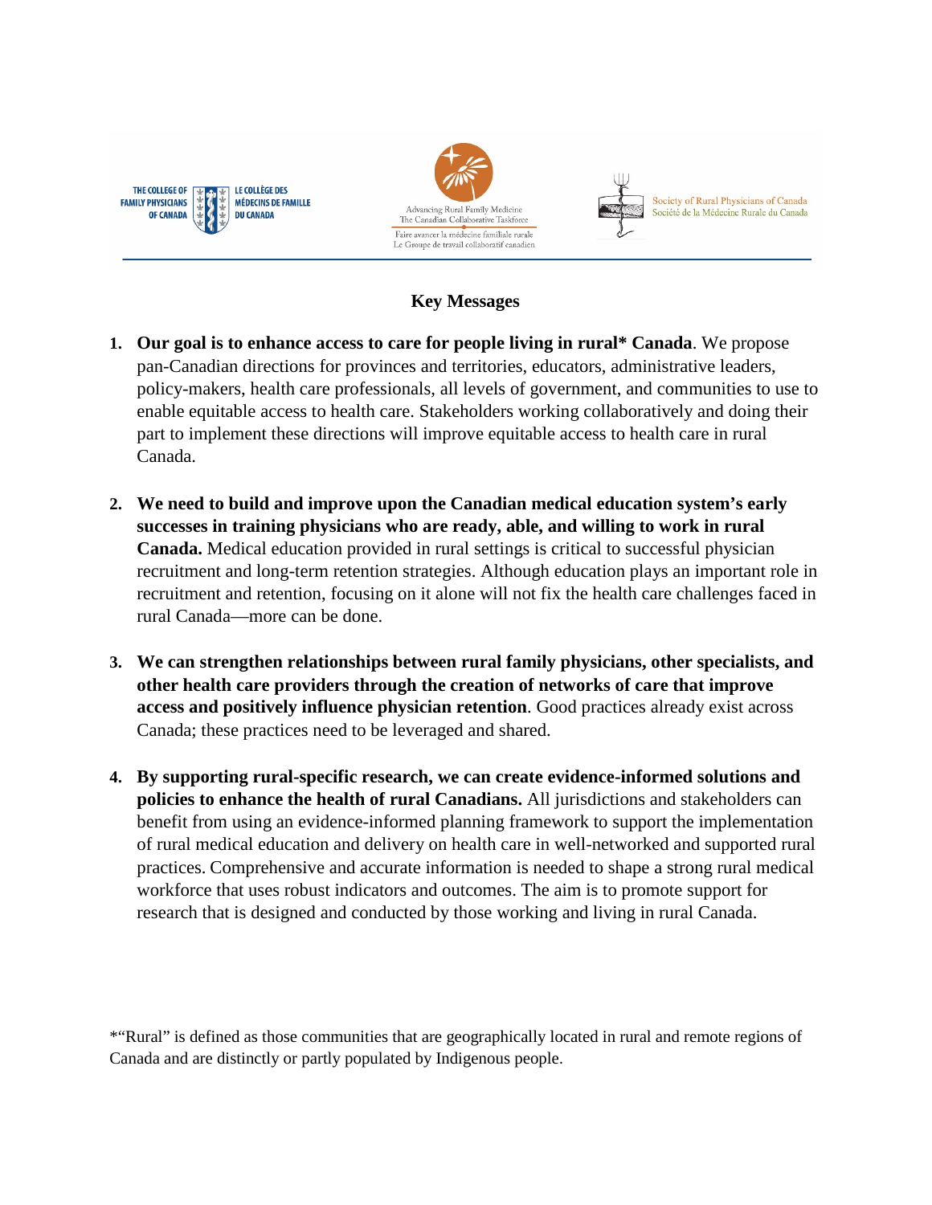THE COLLEGE OF FAMILY PHYSICIANS OF CANADA / LE COLLÈGE DES MÉDECINS DE FAMILLE DU CANADA

Advancing Rural Family Medicine
The Canadian Collaborative Taskforce
Faire avancer la médecine familiale rurale
Le Groupe de travail collaboratif canadien

Society of Rural Physicians of Canada
Société de la Médecine Rurale du Canada

## Key Messages

1. **Our goal is to enhance access to care for people living in rural* Canada**. We propose pan-Canadian directions for provinces and territories, educators, administrative leaders, policy-makers, health care professionals, all levels of government, and communities to use to enable equitable access to health care. Stakeholders working collaboratively and doing their part to implement these directions will improve equitable access to health care in rural Canada.

2. **We need to build and improve upon the Canadian medical education system's early successes in training physicians who are ready, able, and willing to work in rural Canada.** Medical education provided in rural settings is critical to successful physician recruitment and long-term retention strategies. Although education plays an important role in recruitment and retention, focusing on it alone will not fix the health care challenges faced in rural Canada—more can be done.

3. **We can strengthen relationships between rural family physicians, other specialists, and other health care providers through the creation of networks of care that improve access and positively influence physician retention**. Good practices already exist across Canada; these practices need to be leveraged and shared.

4. **By supporting rural-specific research, we can create evidence-informed solutions and policies to enhance the health of rural Canadians.** All jurisdictions and stakeholders can benefit from using an evidence-informed planning framework to support the implementation of rural medical education and delivery on health care in well-networked and supported rural practices. Comprehensive and accurate information is needed to shape a strong rural medical workforce that uses robust indicators and outcomes. The aim is to promote support for research that is designed and conducted by those working and living in rural Canada.

*"Rural" is defined as those communities that are geographically located in rural and remote regions of Canada and are distinctly or partly populated by Indigenous people.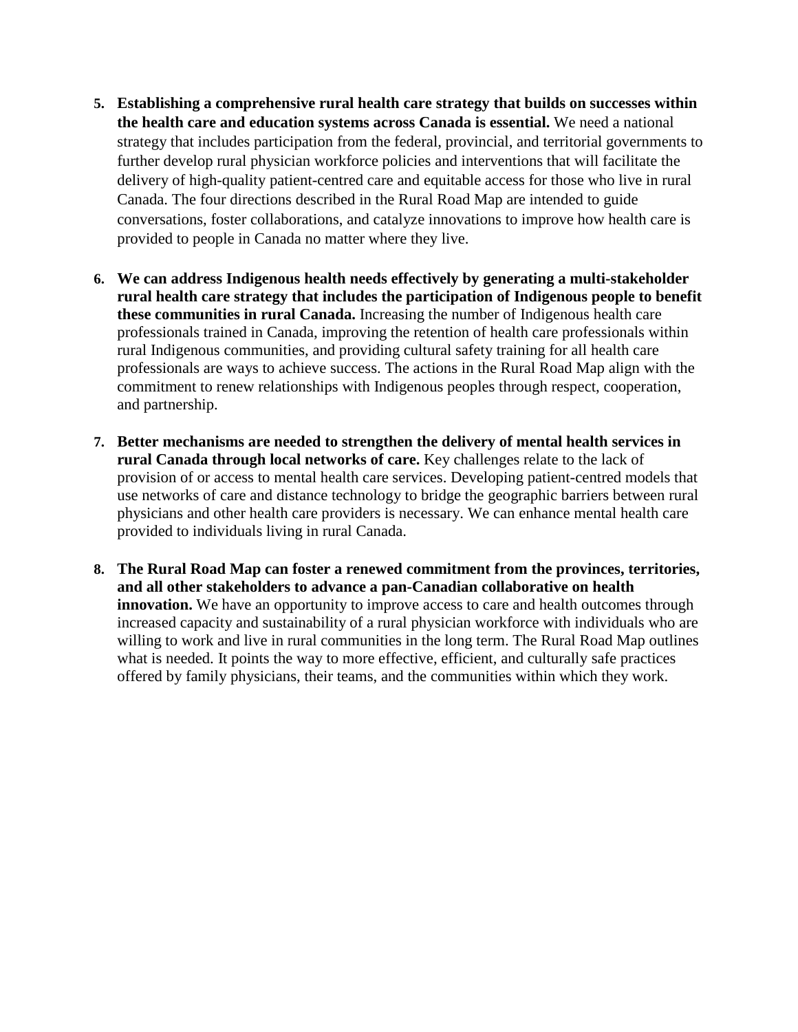5. **Establishing a comprehensive rural health care strategy that builds on successes within the health care and education systems across Canada is essential.** We need a national strategy that includes participation from the federal, provincial, and territorial governments to further develop rural physician workforce policies and interventions that will facilitate the delivery of high-quality patient-centred care and equitable access for those who live in rural Canada. The four directions described in the Rural Road Map are intended to guide conversations, foster collaborations, and catalyze innovations to improve how health care is provided to people in Canada no matter where they live.

6. **We can address Indigenous health needs effectively by generating a multi-stakeholder rural health care strategy that includes the participation of Indigenous people to benefit these communities in rural Canada.** Increasing the number of Indigenous health care professionals trained in Canada, improving the retention of health care professionals within rural Indigenous communities, and providing cultural safety training for all health care professionals are ways to achieve success. The actions in the Rural Road Map align with the commitment to renew relationships with Indigenous peoples through respect, cooperation, and partnership.

7. **Better mechanisms are needed to strengthen the delivery of mental health services in rural Canada through local networks of care.** Key challenges relate to the lack of provision of or access to mental health care services. Developing patient-centred models that use networks of care and distance technology to bridge the geographic barriers between rural physicians and other health care providers is necessary. We can enhance mental health care provided to individuals living in rural Canada.

8. **The Rural Road Map can foster a renewed commitment from the provinces, territories, and all other stakeholders to advance a pan-Canadian collaborative on health innovation.** We have an opportunity to improve access to care and health outcomes through increased capacity and sustainability of a rural physician workforce with individuals who are willing to work and live in rural communities in the long term. The Rural Road Map outlines what is needed. It points the way to more effective, efficient, and culturally safe practices offered by family physicians, their teams, and the communities within which they work.